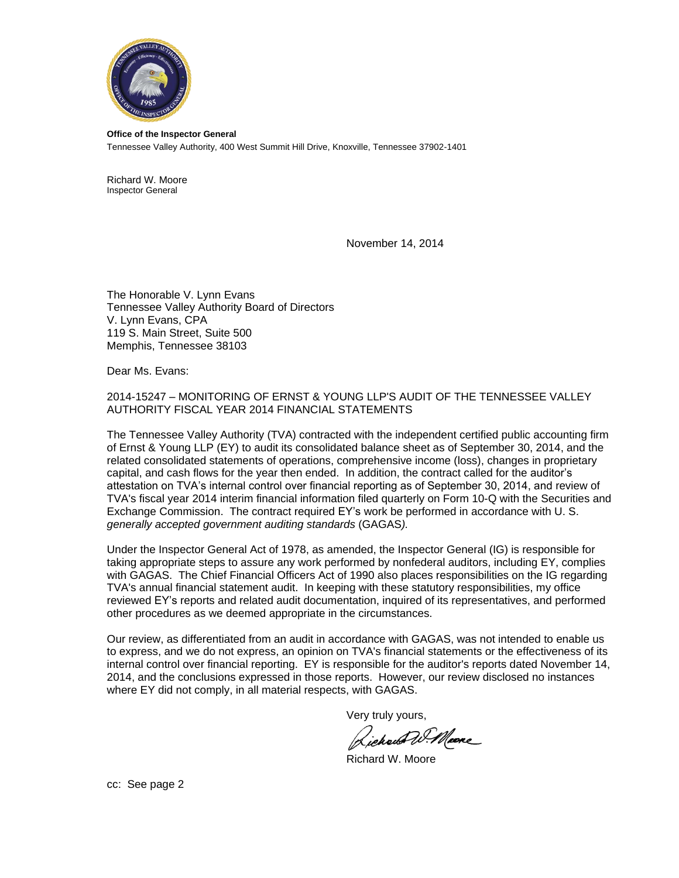**Office of the Inspector General**
Tennessee Valley Authority, 400 West Summit Hill Drive, Knoxville, Tennessee 37902-1401

Richard W. Moore
Inspector General

November 14, 2014

The Honorable V. Lynn Evans
Tennessee Valley Authority Board of Directors
V. Lynn Evans, CPA
119 S. Main Street, Suite 500
Memphis, Tennessee 38103

Dear Ms. Evans:

2014-15247 – MONITORING OF ERNST & YOUNG LLP'S AUDIT OF THE TENNESSEE VALLEY AUTHORITY FISCAL YEAR 2014 FINANCIAL STATEMENTS

The Tennessee Valley Authority (TVA) contracted with the independent certified public accounting firm of Ernst & Young LLP (EY) to audit its consolidated balance sheet as of September 30, 2014, and the related consolidated statements of operations, comprehensive income (loss), changes in proprietary capital, and cash flows for the year then ended. In addition, the contract called for the auditor's attestation on TVA's internal control over financial reporting as of September 30, 2014, and review of TVA's fiscal year 2014 interim financial information filed quarterly on Form 10-Q with the Securities and Exchange Commission. The contract required EY's work be performed in accordance with U. S. *generally accepted government auditing standards* (GAGAS).

Under the Inspector General Act of 1978, as amended, the Inspector General (IG) is responsible for taking appropriate steps to assure any work performed by nonfederal auditors, including EY, complies with GAGAS. The Chief Financial Officers Act of 1990 also places responsibilities on the IG regarding TVA's annual financial statement audit. In keeping with these statutory responsibilities, my office reviewed EY's reports and related audit documentation, inquired of its representatives, and performed other procedures as we deemed appropriate in the circumstances.

Our review, as differentiated from an audit in accordance with GAGAS, was not intended to enable us to express, and we do not express, an opinion on TVA's financial statements or the effectiveness of its internal control over financial reporting. EY is responsible for the auditor's reports dated November 14, 2014, and the conclusions expressed in those reports. However, our review disclosed no instances where EY did not comply, in all material respects, with GAGAS.

Very truly yours,

Richard W. Moore

cc: See page 2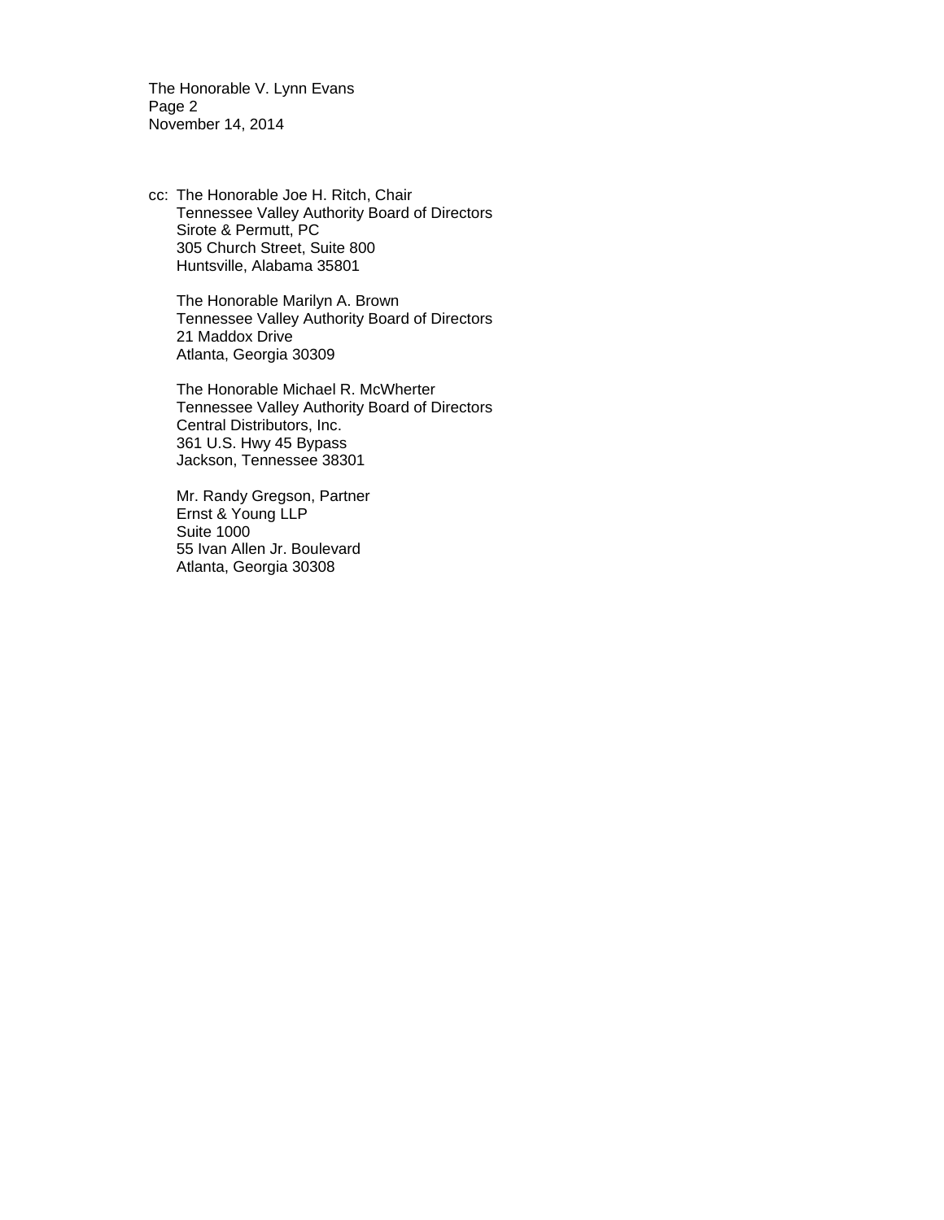cc: The Honorable Joe H. Ritch, Chair
Tennessee Valley Authority Board of Directors
Sirote & Permutt, PC
305 Church Street, Suite 800
Huntsville, Alabama 35801

The Honorable Marilyn A. Brown
Tennessee Valley Authority Board of Directors
21 Maddox Drive
Atlanta, Georgia 30309

The Honorable Michael R. McWherter
Tennessee Valley Authority Board of Directors
Central Distributors, Inc.
361 U.S. Hwy 45 Bypass
Jackson, Tennessee 38301

Mr. Randy Gregson, Partner
Ernst & Young LLP
Suite 1000
55 Ivan Allen Jr. Boulevard
Atlanta, Georgia 30308